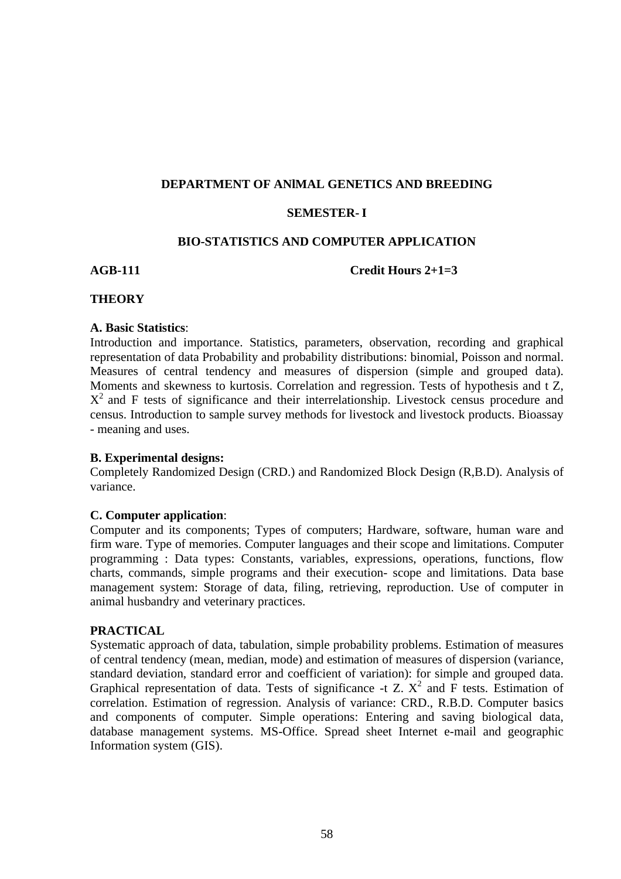## DEPARTMENT OF ANlMAL GENETICS AND BREEDING

### SEMESTER- I

### BIO-STATISTICS AND COMPUTER APPLICATION

**AGB-111** **Credit Hours 2+1=3**

**THEORY**

**A. Basic Statistics**:
Introduction and importance. Statistics, parameters, observation, recording and graphical representation of data Probability and probability distributions: binomial, Poisson and normal. Measures of central tendency and measures of dispersion (simple and grouped data). Moments and skewness to kurtosis. Correlation and regression. Tests of hypothesis and t Z, $X^2$ and F tests of significance and their interrelationship. Livestock census procedure and census. Introduction to sample survey methods for livestock and livestock products. Bioassay - meaning and uses.

**B. Experimental designs:**
Completely Randomized Design (CRD.) and Randomized Block Design (R,B.D). Analysis of variance.

**C. Computer application**:
Computer and its components; Types of computers; Hardware, software, human ware and firm ware. Type of memories. Computer languages and their scope and limitations. Computer programming : Data types: Constants, variables, expressions, operations, functions, flow charts, commands, simple programs and their execution- scope and limitations. Data base management system: Storage of data, filing, retrieving, reproduction. Use of computer in animal husbandry and veterinary practices.

**PRACTICAL**
Systematic approach of data, tabulation, simple probability problems. Estimation of measures of central tendency (mean, median, mode) and estimation of measures of dispersion (variance, standard deviation, standard error and coefficient of variation): for simple and grouped data. Graphical representation of data. Tests of significance -t Z. $X^2$ and F tests. Estimation of correlation. Estimation of regression. Analysis of variance: CRD., R.B.D. Computer basics and components of computer. Simple operations: Entering and saving biological data, database management systems. MS-Office. Spread sheet Internet e-mail and geographic Information system (GIS).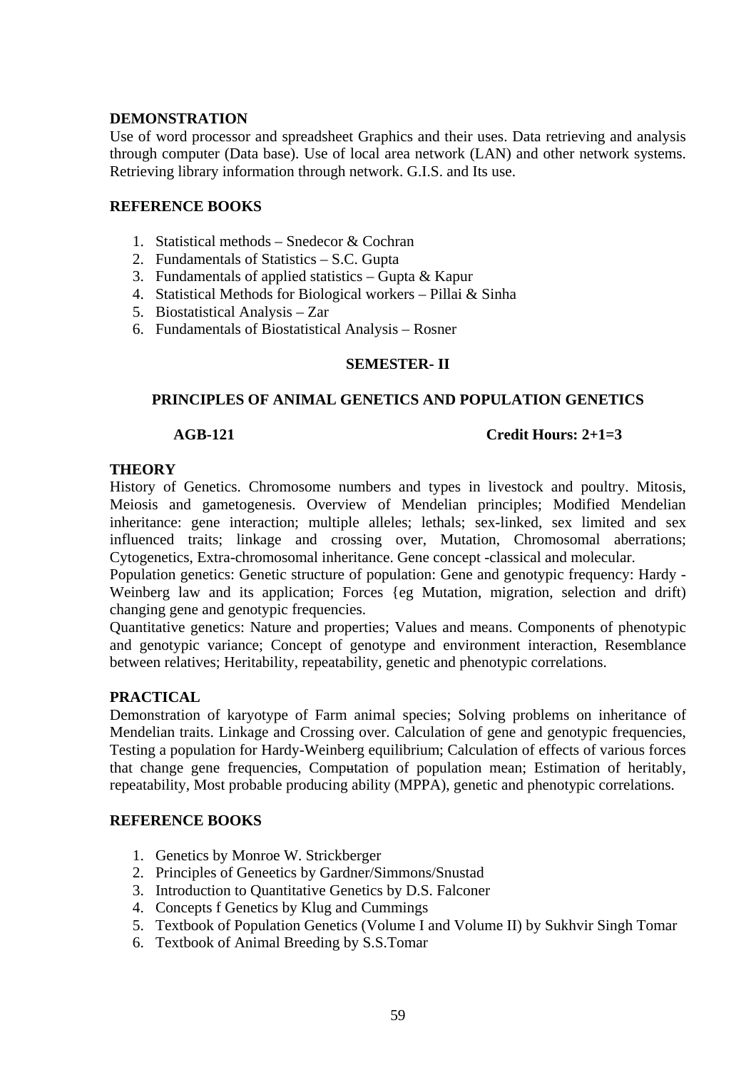**DEMONSTRATION**

Use of word processor and spreadsheet Graphics and their uses. Data retrieving and analysis through computer (Data base). Use of local area network (LAN) and other network systems. Retrieving library information through network. G.I.S. and Its use.

**REFERENCE BOOKS**

1. Statistical methods – Snedecor & Cochran
2. Fundamentals of Statistics – S.C. Gupta
3. Fundamentals of applied statistics – Gupta & Kapur
4. Statistical Methods for Biological workers – Pillai & Sinha
5. Biostatistical Analysis – Zar
6. Fundamentals of Biostatistical Analysis – Rosner

## SEMESTER- II

### PRINCIPLES OF ANIMAL GENETICS AND POPULATION GENETICS

**AGB-121** **Credit Hours: 2+1=3**

**THEORY**

History of Genetics. Chromosome numbers and types in livestock and poultry. Mitosis, Meiosis and gametogenesis. Overview of Mendelian principles; Modified Mendelian inheritance: gene interaction; multiple alleles; lethals; sex-linked, sex limited and sex influenced traits; linkage and crossing over, Mutation, Chromosomal aberrations; Cytogenetics, Extra-chromosomal inheritance. Gene concept -classical and molecular.

Population genetics: Genetic structure of population: Gene and genotypic frequency: Hardy - Weinberg law and its application; Forces {eg Mutation, migration, selection and drift) changing gene and genotypic frequencies.

Quantitative genetics: Nature and properties; Values and means. Components of phenotypic and genotypic variance; Concept of genotype and environment interaction, Resemblance between relatives; Heritability, repeatability, genetic and phenotypic correlations.

**PRACTICAL**

Demonstration of karyotype of Farm animal species; Solving problems on inheritance of Mendelian traits. Linkage and Crossing over. Calculation of gene and genotypic frequencies, Testing a population for Hardy-Weinberg equilibrium; Calculation of effects of various forces that change gene frequencies, Computation of population mean; Estimation of heritably, repeatability, Most probable producing ability (MPPA), genetic and phenotypic correlations.

**REFERENCE BOOKS**

1. Genetics by Monroe W. Strickberger
2. Principles of Geneetics by Gardner/Simmons/Snustad
3. Introduction to Quantitative Genetics by D.S. Falconer
4. Concepts f Genetics by Klug and Cummings
5. Textbook of Population Genetics (Volume I and Volume II) by Sukhvir Singh Tomar
6. Textbook of Animal Breeding by S.S.Tomar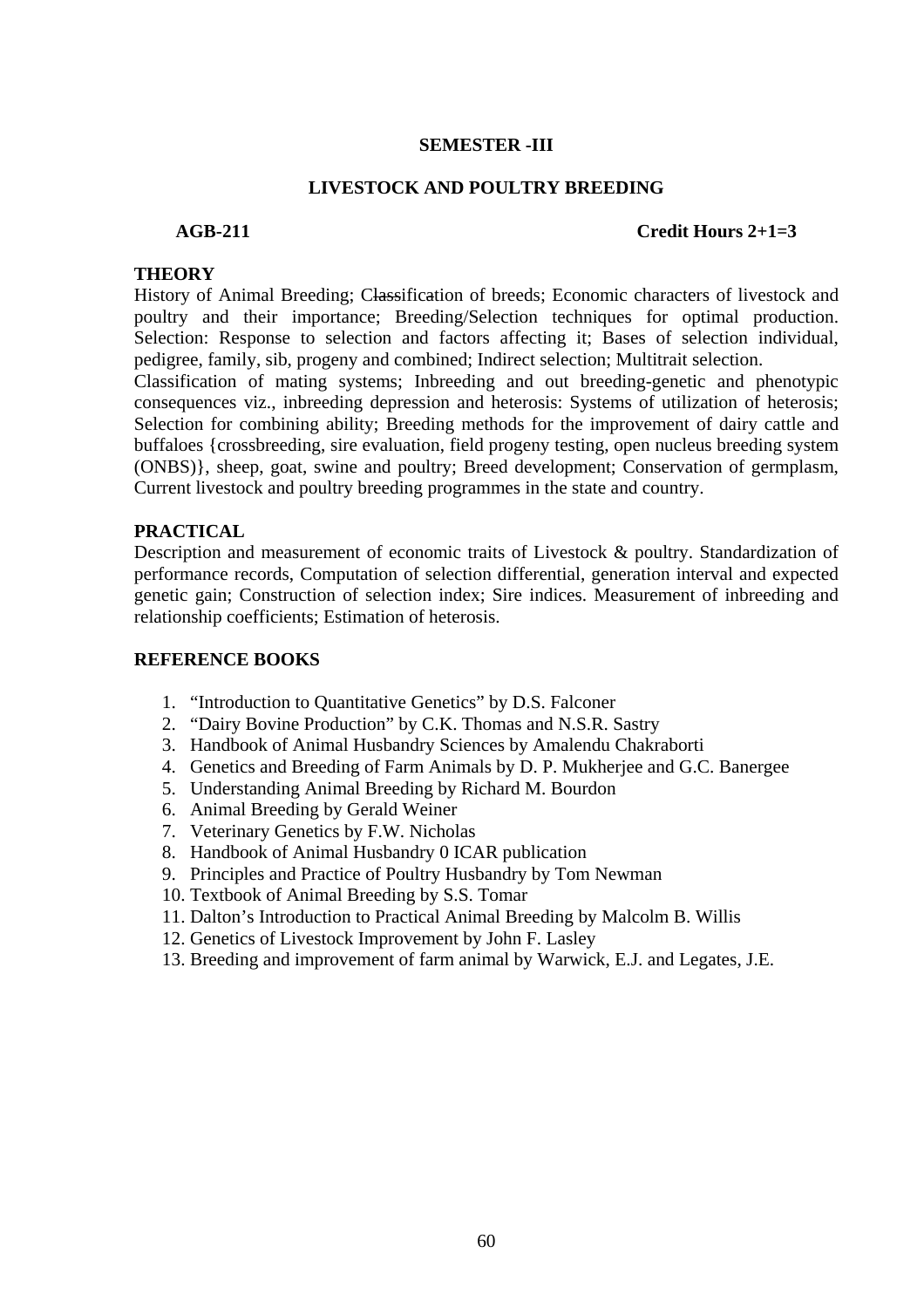**SEMESTER -III**

**LIVESTOCK AND POULTRY BREEDING**

**AGB-211** **Credit Hours 2+1=3**

**THEORY**

History of Animal Breeding; Classification of breeds; Economic characters of livestock and poultry and their importance; Breeding/Selection techniques for optimal production. Selection: Response to selection and factors affecting it; Bases of selection individual, pedigree, family, sib, progeny and combined; Indirect selection; Multitrait selection.

Classification of mating systems; Inbreeding and out breeding-genetic and phenotypic consequences viz., inbreeding depression and heterosis: Systems of utilization of heterosis; Selection for combining ability; Breeding methods for the improvement of dairy cattle and buffaloes {crossbreeding, sire evaluation, field progeny testing, open nucleus breeding system (ONBS)}, sheep, goat, swine and poultry; Breed development; Conservation of germplasm, Current livestock and poultry breeding programmes in the state and country.

**PRACTICAL**

Description and measurement of economic traits of Livestock & poultry. Standardization of performance records, Computation of selection differential, generation interval and expected genetic gain; Construction of selection index; Sire indices. Measurement of inbreeding and relationship coefficients; Estimation of heterosis.

**REFERENCE BOOKS**

1. "Introduction to Quantitative Genetics" by D.S. Falconer
2. "Dairy Bovine Production" by C.K. Thomas and N.S.R. Sastry
3. Handbook of Animal Husbandry Sciences by Amalendu Chakraborti
4. Genetics and Breeding of Farm Animals by D. P. Mukherjee and G.C. Banergee
5. Understanding Animal Breeding by Richard M. Bourdon
6. Animal Breeding by Gerald Weiner
7. Veterinary Genetics by F.W. Nicholas
8. Handbook of Animal Husbandry 0 ICAR publication
9. Principles and Practice of Poultry Husbandry by Tom Newman
10. Textbook of Animal Breeding by S.S. Tomar
11. Dalton's Introduction to Practical Animal Breeding by Malcolm B. Willis
12. Genetics of Livestock Improvement by John F. Lasley
13. Breeding and improvement of farm animal by Warwick, E.J. and Legates, J.E.